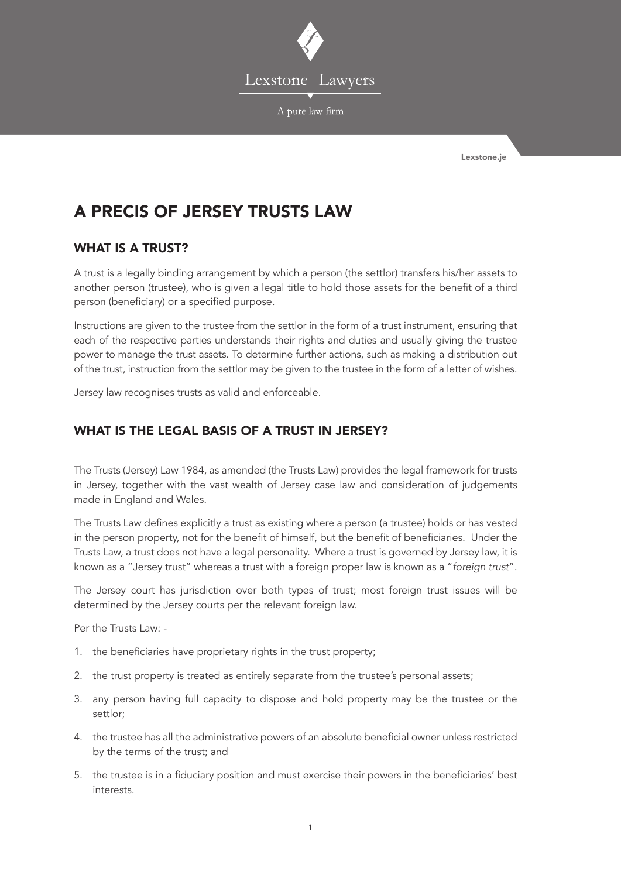Lexstone Lawyers

A pure law firm

Lexstone.je

# A PRECIS OF JERSEY TRUSTS LAW

## WHAT IS A TRUST?

A trust is a legally binding arrangement by which a person (the settlor) transfers his/her assets to another person (trustee), who is given a legal title to hold those assets for the benefit of a third person (beneficiary) or a specified purpose.

Instructions are given to the trustee from the settlor in the form of a trust instrument, ensuring that each of the respective parties understands their rights and duties and usually giving the trustee power to manage the trust assets. To determine further actions, such as making a distribution out of the trust, instruction from the settlor may be given to the trustee in the form of a letter of wishes.

Jersey law recognises trusts as valid and enforceable.

## WHAT IS THE LEGAL BASIS OF A TRUST IN JERSEY?

The Trusts (Jersey) Law 1984, as amended (the Trusts Law) provides the legal framework for trusts in Jersey, together with the vast wealth of Jersey case law and consideration of judgements made in England and Wales.

The Trusts Law defines explicitly a trust as existing where a person (a trustee) holds or has vested in the person property, not for the benefit of himself, but the benefit of beneficiaries. Under the Trusts Law, a trust does not have a legal personality. Where a trust is governed by Jersey law, it is known as a "Jersey trust" whereas a trust with a foreign proper law is known as a "*foreign trust*".

The Jersey court has jurisdiction over both types of trust; most foreign trust issues will be determined by the Jersey courts per the relevant foreign law.

Per the Trusts Law: -

1. the beneficiaries have proprietary rights in the trust property;
2. the trust property is treated as entirely separate from the trustee's personal assets;
3. any person having full capacity to dispose and hold property may be the trustee or the settlor;
4. the trustee has all the administrative powers of an absolute beneficial owner unless restricted by the terms of the trust; and
5. the trustee is in a fiduciary position and must exercise their powers in the beneficiaries' best interests.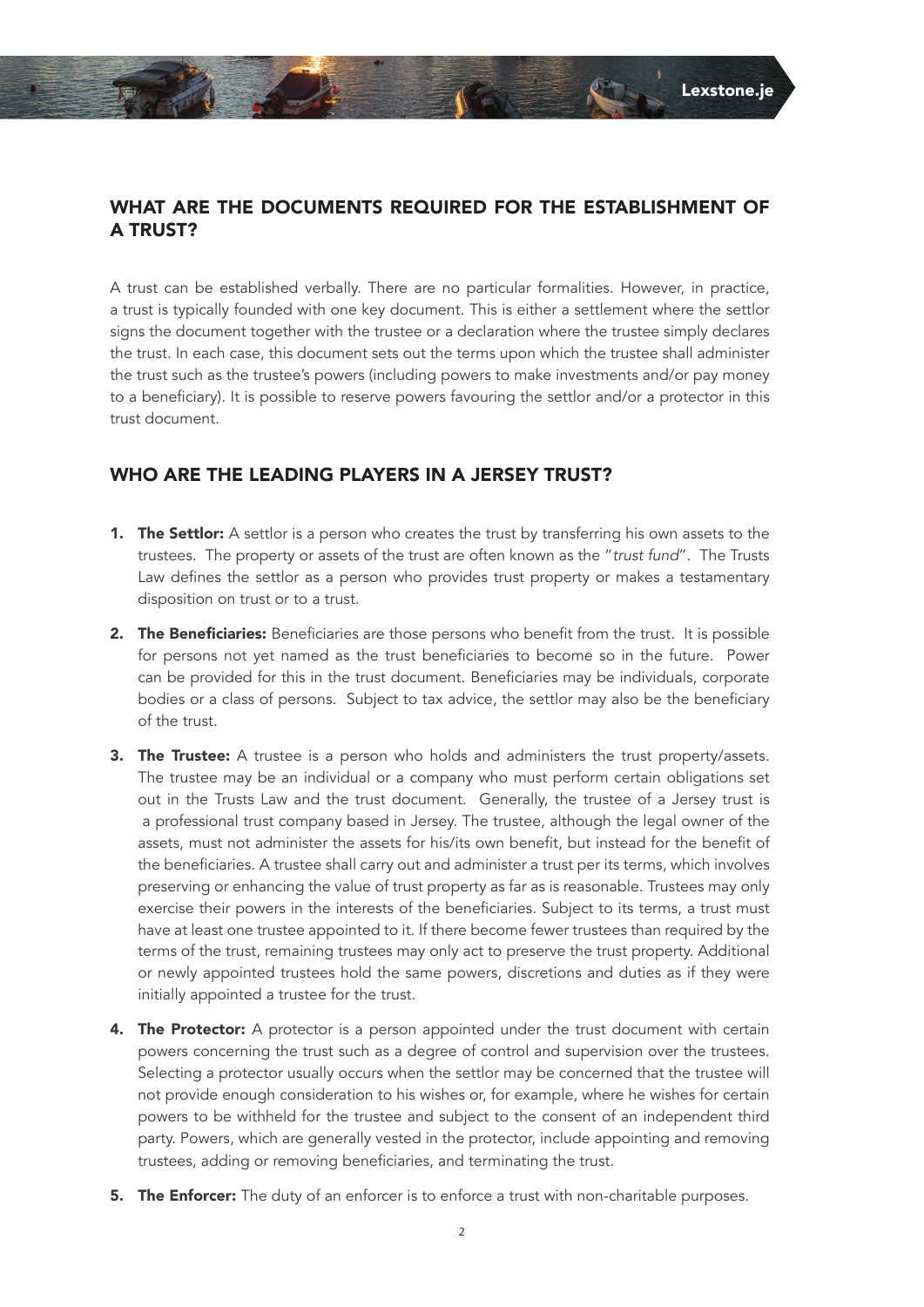## WHAT ARE THE DOCUMENTS REQUIRED FOR THE ESTABLISHMENT OF A TRUST?

A trust can be established verbally. There are no particular formalities. However, in practice, a trust is typically founded with one key document. This is either a settlement where the settlor signs the document together with the trustee or a declaration where the trustee simply declares the trust. In each case, this document sets out the terms upon which the trustee shall administer the trust such as the trustee's powers (including powers to make investments and/or pay money to a beneficiary). It is possible to reserve powers favouring the settlor and/or a protector in this trust document.

## WHO ARE THE LEADING PLAYERS IN A JERSEY TRUST?

1. **The Settlor:** A settlor is a person who creates the trust by transferring his own assets to the trustees. The property or assets of the trust are often known as the "*trust fund*". The Trusts Law defines the settlor as a person who provides trust property or makes a testamentary disposition on trust or to a trust.

2. **The Beneficiaries:** Beneficiaries are those persons who benefit from the trust. It is possible for persons not yet named as the trust beneficiaries to become so in the future. Power can be provided for this in the trust document. Beneficiaries may be individuals, corporate bodies or a class of persons. Subject to tax advice, the settlor may also be the beneficiary of the trust.

3. **The Trustee:** A trustee is a person who holds and administers the trust property/assets. The trustee may be an individual or a company who must perform certain obligations set out in the Trusts Law and the trust document. Generally, the trustee of a Jersey trust is a professional trust company based in Jersey. The trustee, although the legal owner of the assets, must not administer the assets for his/its own benefit, but instead for the benefit of the beneficiaries. A trustee shall carry out and administer a trust per its terms, which involves preserving or enhancing the value of trust property as far as is reasonable. Trustees may only exercise their powers in the interests of the beneficiaries. Subject to its terms, a trust must have at least one trustee appointed to it. If there become fewer trustees than required by the terms of the trust, remaining trustees may only act to preserve the trust property. Additional or newly appointed trustees hold the same powers, discretions and duties as if they were initially appointed a trustee for the trust.

4. **The Protector:** A protector is a person appointed under the trust document with certain powers concerning the trust such as a degree of control and supervision over the trustees. Selecting a protector usually occurs when the settlor may be concerned that the trustee will not provide enough consideration to his wishes or, for example, where he wishes for certain powers to be withheld for the trustee and subject to the consent of an independent third party. Powers, which are generally vested in the protector, include appointing and removing trustees, adding or removing beneficiaries, and terminating the trust.

5. **The Enforcer:** The duty of an enforcer is to enforce a trust with non-charitable purposes.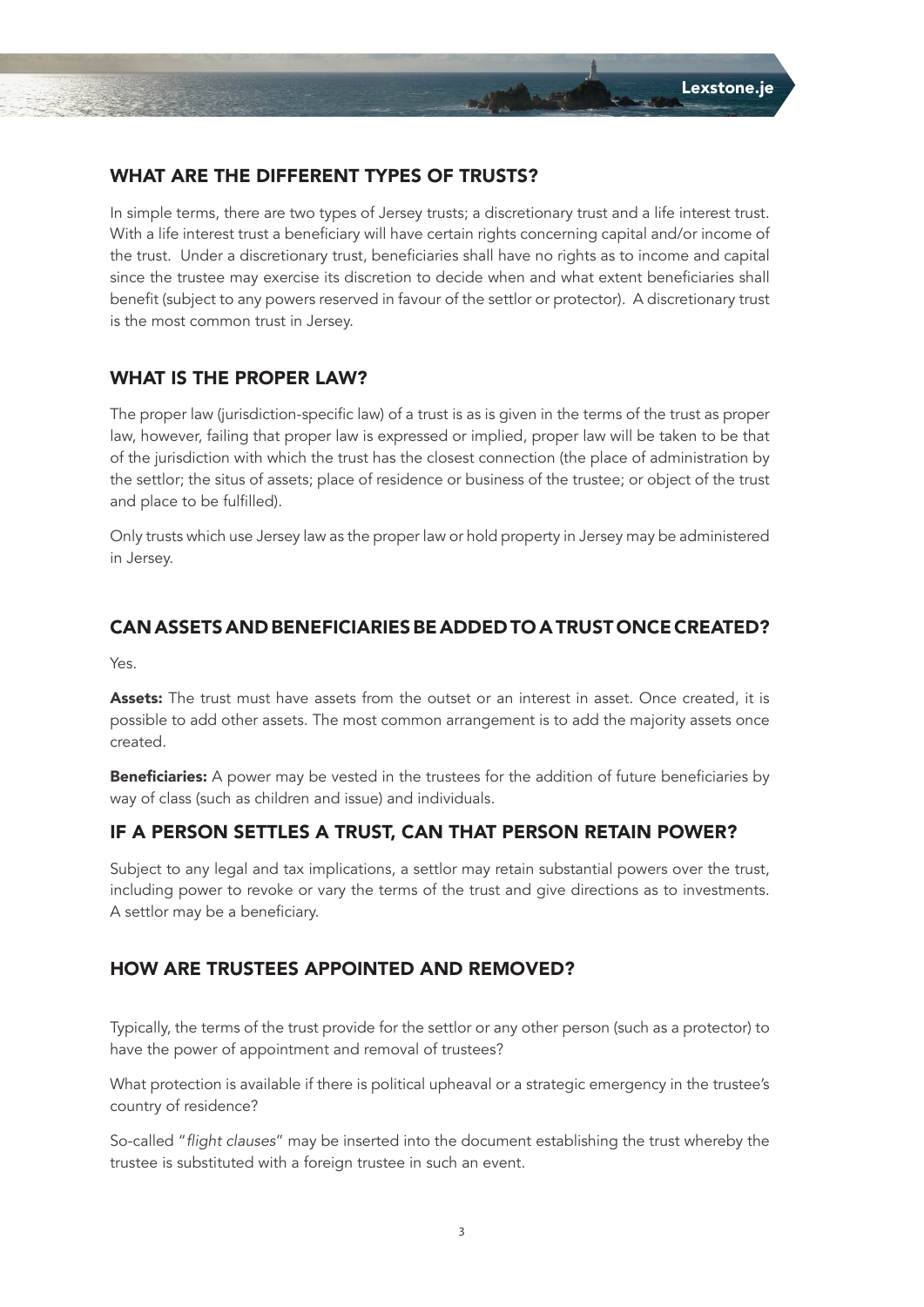## WHAT ARE THE DIFFERENT TYPES OF TRUSTS?

In simple terms, there are two types of Jersey trusts; a discretionary trust and a life interest trust. With a life interest trust a beneficiary will have certain rights concerning capital and/or income of the trust. Under a discretionary trust, beneficiaries shall have no rights as to income and capital since the trustee may exercise its discretion to decide when and what extent beneficiaries shall benefit (subject to any powers reserved in favour of the settlor or protector). A discretionary trust is the most common trust in Jersey.

## WHAT IS THE PROPER LAW?

The proper law (jurisdiction-specific law) of a trust is as is given in the terms of the trust as proper law, however, failing that proper law is expressed or implied, proper law will be taken to be that of the jurisdiction with which the trust has the closest connection (the place of administration by the settlor; the situs of assets; place of residence or business of the trustee; or object of the trust and place to be fulfilled).

Only trusts which use Jersey law as the proper law or hold property in Jersey may be administered in Jersey.

## CAN ASSETS AND BENEFICIARIES BE ADDED TO A TRUST ONCE CREATED?

Yes.

**Assets:** The trust must have assets from the outset or an interest in asset. Once created, it is possible to add other assets. The most common arrangement is to add the majority assets once created.

**Beneficiaries:** A power may be vested in the trustees for the addition of future beneficiaries by way of class (such as children and issue) and individuals.

## IF A PERSON SETTLES A TRUST, CAN THAT PERSON RETAIN POWER?

Subject to any legal and tax implications, a settlor may retain substantial powers over the trust, including power to revoke or vary the terms of the trust and give directions as to investments. A settlor may be a beneficiary.

## HOW ARE TRUSTEES APPOINTED AND REMOVED?

Typically, the terms of the trust provide for the settlor or any other person (such as a protector) to have the power of appointment and removal of trustees?

What protection is available if there is political upheaval or a strategic emergency in the trustee's country of residence?

So-called "*flight clauses*" may be inserted into the document establishing the trust whereby the trustee is substituted with a foreign trustee in such an event.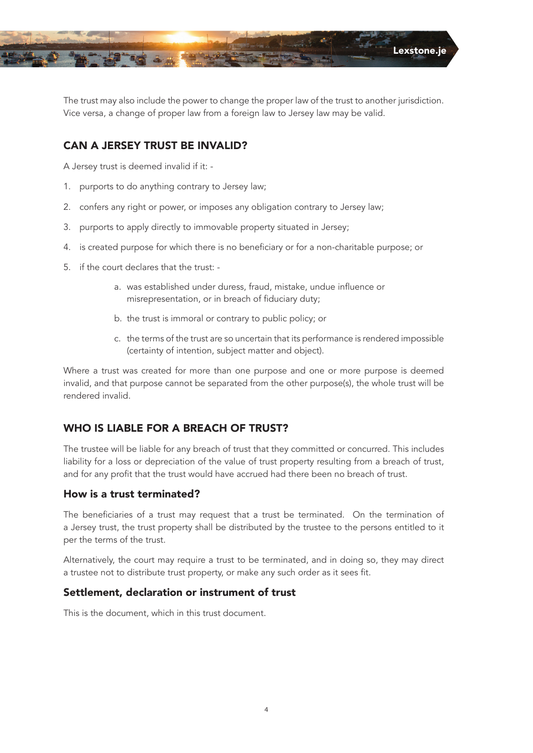The trust may also include the power to change the proper law of the trust to another jurisdiction. Vice versa, a change of proper law from a foreign law to Jersey law may be valid.

## CAN A JERSEY TRUST BE INVALID?

A Jersey trust is deemed invalid if it: -

1. purports to do anything contrary to Jersey law;
2. confers any right or power, or imposes any obligation contrary to Jersey law;
3. purports to apply directly to immovable property situated in Jersey;
4. is created purpose for which there is no beneficiary or for a non-charitable purpose; or
5. if the court declares that the trust: -
   a. was established under duress, fraud, mistake, undue influence or misrepresentation, or in breach of fiduciary duty;
   b. the trust is immoral or contrary to public policy; or
   c. the terms of the trust are so uncertain that its performance is rendered impossible (certainty of intention, subject matter and object).

Where a trust was created for more than one purpose and one or more purpose is deemed invalid, and that purpose cannot be separated from the other purpose(s), the whole trust will be rendered invalid.

## WHO IS LIABLE FOR A BREACH OF TRUST?

The trustee will be liable for any breach of trust that they committed or concurred. This includes liability for a loss or depreciation of the value of trust property resulting from a breach of trust, and for any profit that the trust would have accrued had there been no breach of trust.

### How is a trust terminated?

The beneficiaries of a trust may request that a trust be terminated. On the termination of a Jersey trust, the trust property shall be distributed by the trustee to the persons entitled to it per the terms of the trust.

Alternatively, the court may require a trust to be terminated, and in doing so, they may direct a trustee not to distribute trust property, or make any such order as it sees fit.

### Settlement, declaration or instrument of trust

This is the document, which in this trust document.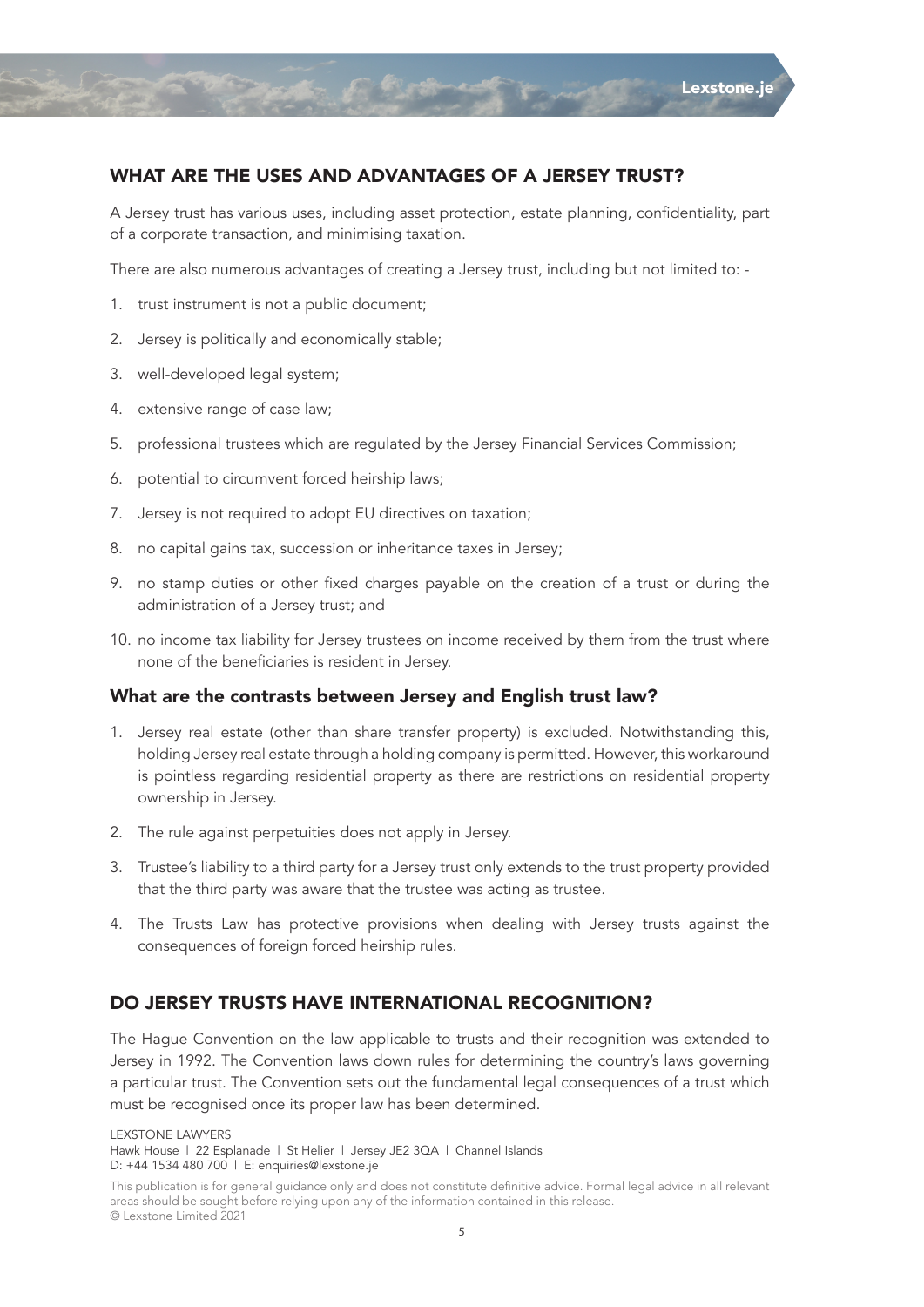## WHAT ARE THE USES AND ADVANTAGES OF A JERSEY TRUST?

A Jersey trust has various uses, including asset protection, estate planning, confidentiality, part of a corporate transaction, and minimising taxation.

There are also numerous advantages of creating a Jersey trust, including but not limited to: -

1. trust instrument is not a public document;
2. Jersey is politically and economically stable;
3. well-developed legal system;
4. extensive range of case law;
5. professional trustees which are regulated by the Jersey Financial Services Commission;
6. potential to circumvent forced heirship laws;
7. Jersey is not required to adopt EU directives on taxation;
8. no capital gains tax, succession or inheritance taxes in Jersey;
9. no stamp duties or other fixed charges payable on the creation of a trust or during the administration of a Jersey trust; and
10. no income tax liability for Jersey trustees on income received by them from the trust where none of the beneficiaries is resident in Jersey.

### What are the contrasts between Jersey and English trust law?

1. Jersey real estate (other than share transfer property) is excluded. Notwithstanding this, holding Jersey real estate through a holding company is permitted. However, this workaround is pointless regarding residential property as there are restrictions on residential property ownership in Jersey.
2. The rule against perpetuities does not apply in Jersey.
3. Trustee's liability to a third party for a Jersey trust only extends to the trust property provided that the third party was aware that the trustee was acting as trustee.
4. The Trusts Law has protective provisions when dealing with Jersey trusts against the consequences of foreign forced heirship rules.

## DO JERSEY TRUSTS HAVE INTERNATIONAL RECOGNITION?

The Hague Convention on the law applicable to trusts and their recognition was extended to Jersey in 1992. The Convention laws down rules for determining the country's laws governing a particular trust. The Convention sets out the fundamental legal consequences of a trust which must be recognised once its proper law has been determined.

LEXSTONE LAWYERS
Hawk House | 22 Esplanade | St Helier | Jersey JE2 3QA | Channel Islands
D: +44 1534 480 700 | E: enquiries@lexstone.je

This publication is for general guidance only and does not constitute definitive advice. Formal legal advice in all relevant areas should be sought before relying upon any of the information contained in this release.
© Lexstone Limited 2021